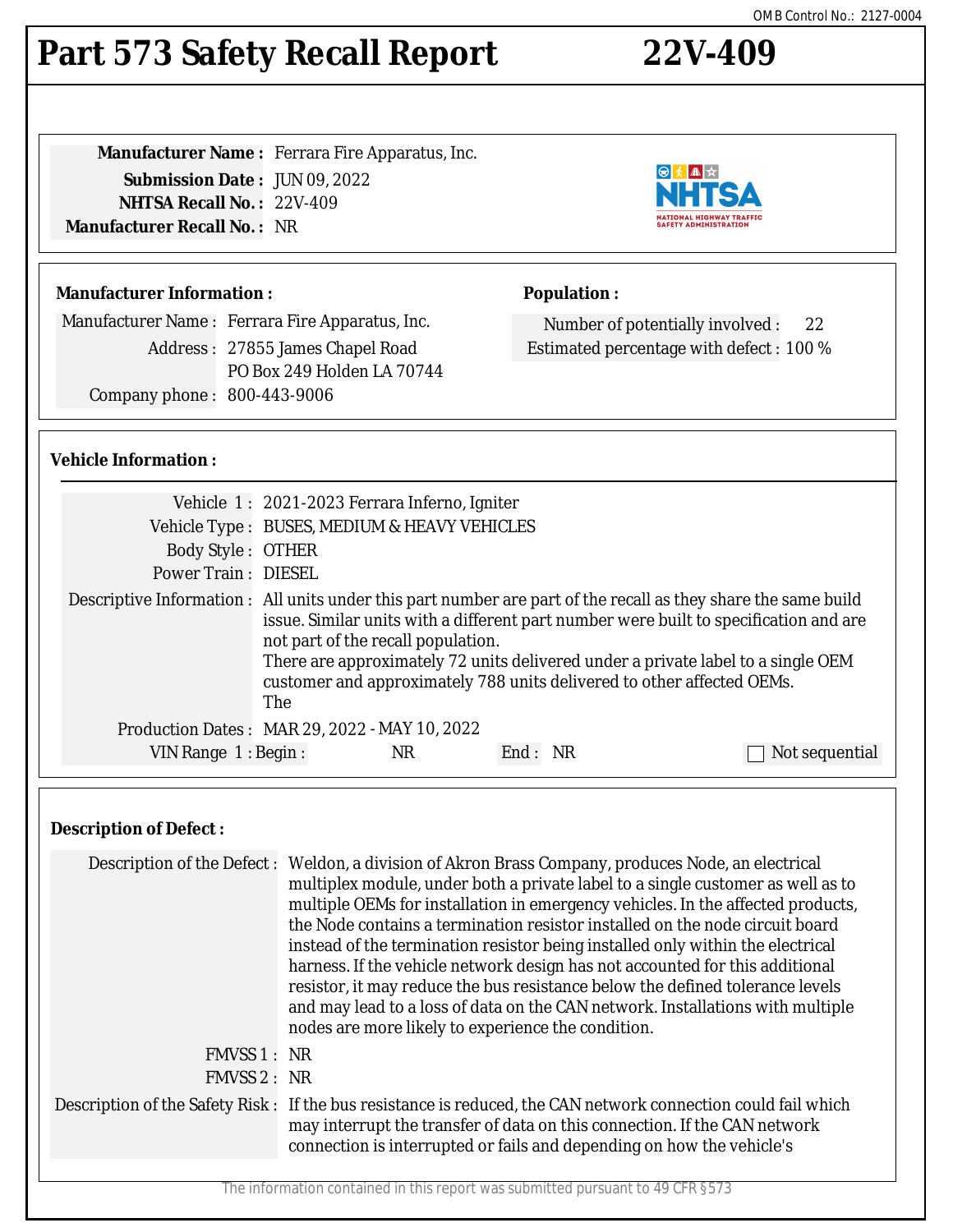OMB Control No.: 2127-0004

# Part 573 Safety Recall Report 22V-409

**Manufacturer Name :** Ferrara Fire Apparatus, Inc.
**Submission Date :** JUN 09, 2022
**NHTSA Recall No. :** 22V-409
**Manufacturer Recall No. :** NR

## Manufacturer Information :

Manufacturer Name : Ferrara Fire Apparatus, Inc.
Address : 27855 James Chapel Road
PO Box 249 Holden LA 70744
Company phone : 800-443-9006

## Population :

Number of potentially involved : 22
Estimated percentage with defect : 100 %

## Vehicle Information :

Vehicle 1 : 2021-2023 Ferrara Inferno, Igniter
Vehicle Type : BUSES, MEDIUM & HEAVY VEHICLES
Body Style : OTHER
Power Train : DIESEL
Descriptive Information : All units under this part number are part of the recall as they share the same build issue. Similar units with a different part number were built to specification and are not part of the recall population.
There are approximately 72 units delivered under a private label to a single OEM customer and approximately 788 units delivered to other affected OEMs.
The
Production Dates : MAR 29, 2022 - MAY 10, 2022
VIN Range 1 : Begin : NR End : NR ☐ Not sequential

## Description of Defect :

Description of the Defect : Weldon, a division of Akron Brass Company, produces Node, an electrical multiplex module, under both a private label to a single customer as well as to multiple OEMs for installation in emergency vehicles. In the affected products, the Node contains a termination resistor installed on the node circuit board instead of the termination resistor being installed only within the electrical harness. If the vehicle network design has not accounted for this additional resistor, it may reduce the bus resistance below the defined tolerance levels and may lead to a loss of data on the CAN network. Installations with multiple nodes are more likely to experience the condition.

FMVSS 1 : NR
FMVSS 2 : NR

Description of the Safety Risk : If the bus resistance is reduced, the CAN network connection could fail which may interrupt the transfer of data on this connection. If the CAN network connection is interrupted or fails and depending on how the vehicle's

The information contained in this report was submitted pursuant to 49 CFR §573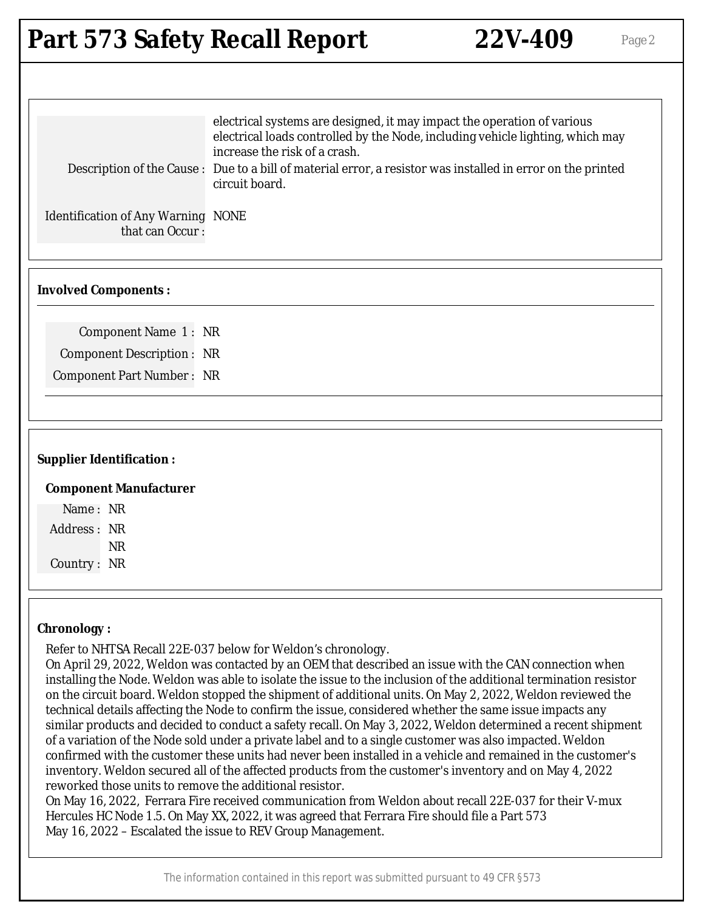| | |
|---|---|
| | electrical systems are designed, it may impact the operation of various electrical loads controlled by the Node, including vehicle lighting, which may increase the risk of a crash. |
| Description of the Cause : | Due to a bill of material error, a resistor was installed in error on the printed circuit board. |
| Identification of Any Warning that can Occur : | NONE |

**Involved Components :**

| | |
|---|---|
| Component Name 1 : | NR |
| Component Description : | NR |
| Component Part Number : | NR |

**Supplier Identification :**

**Component Manufacturer**

| | |
|---|---|
| Name : | NR |
| Address : | NR |
| | NR |
| Country : | NR |

**Chronology :**

Refer to NHTSA Recall 22E-037 below for Weldon's chronology.
On April 29, 2022, Weldon was contacted by an OEM that described an issue with the CAN connection when installing the Node. Weldon was able to isolate the issue to the inclusion of the additional termination resistor on the circuit board. Weldon stopped the shipment of additional units. On May 2, 2022, Weldon reviewed the technical details affecting the Node to confirm the issue, considered whether the same issue impacts any similar products and decided to conduct a safety recall. On May 3, 2022, Weldon determined a recent shipment of a variation of the Node sold under a private label and to a single customer was also impacted. Weldon confirmed with the customer these units had never been installed in a vehicle and remained in the customer's inventory. Weldon secured all of the affected products from the customer's inventory and on May 4, 2022 reworked those units to remove the additional resistor.
On May 16, 2022, Ferrara Fire received communication from Weldon about recall 22E-037 for their V-mux Hercules HC Node 1.5. On May XX, 2022, it was agreed that Ferrara Fire should file a Part 573
May 16, 2022 – Escalated the issue to REV Group Management.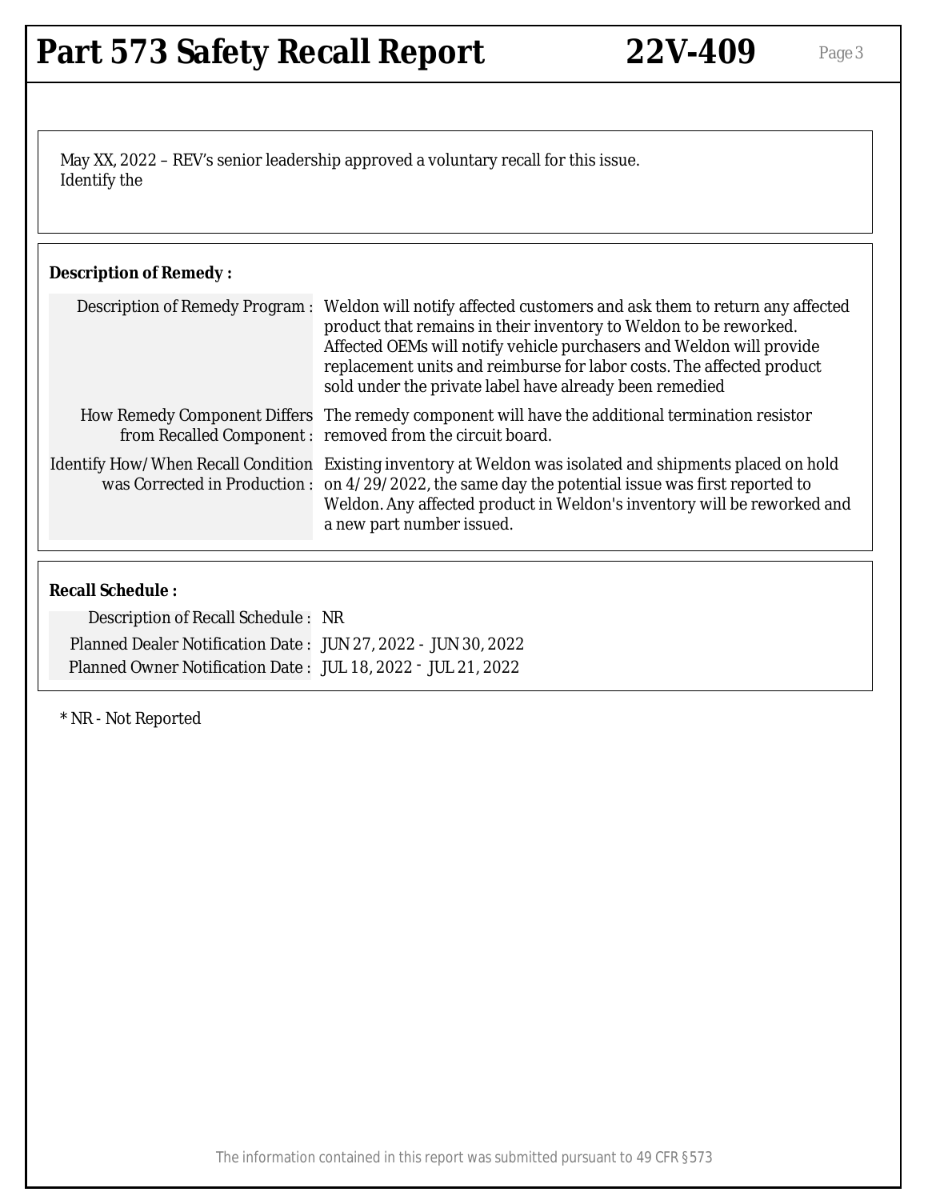May XX, 2022 – REV's senior leadership approved a voluntary recall for this issue.
Identify the

**Description of Remedy :**

| | |
|---|---|
| Description of Remedy Program : | Weldon will notify affected customers and ask them to return any affected product that remains in their inventory to Weldon to be reworked. Affected OEMs will notify vehicle purchasers and Weldon will provide replacement units and reimburse for labor costs. The affected product sold under the private label have already been remedied |
| How Remedy Component Differs from Recalled Component : | The remedy component will have the additional termination resistor removed from the circuit board. |
| Identify How/When Recall Condition was Corrected in Production : | Existing inventory at Weldon was isolated and shipments placed on hold on 4/29/2022, the same day the potential issue was first reported to Weldon. Any affected product in Weldon's inventory will be reworked and a new part number issued. |

**Recall Schedule :**

| | |
|---|---|
| Description of Recall Schedule : | NR |
| Planned Dealer Notification Date : | JUN 27, 2022 - JUN 30, 2022 |
| Planned Owner Notification Date : | JUL 18, 2022 - JUL 21, 2022 |

\* NR - Not Reported